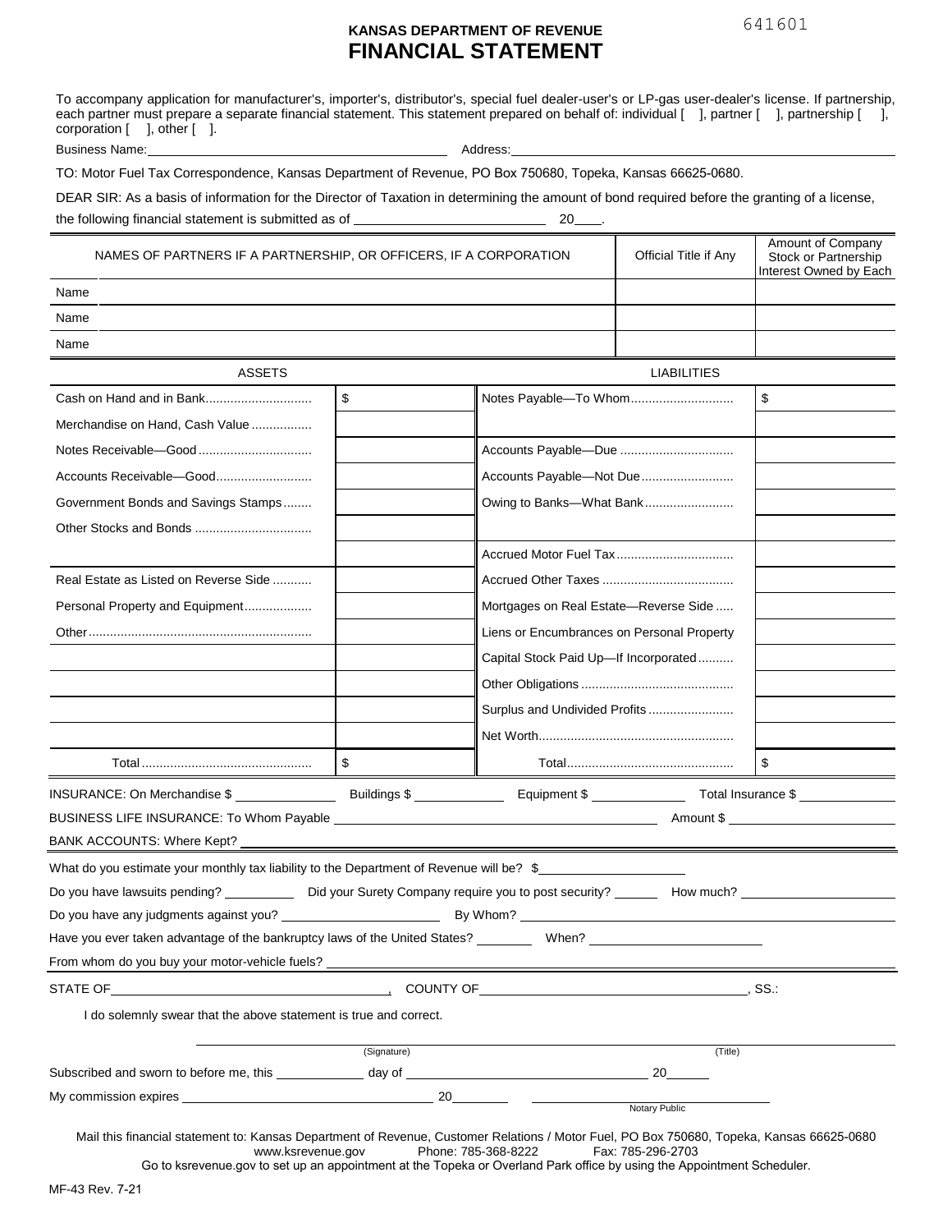641601

**KANSAS DEPARTMENT OF REVENUE**

# FINANCIAL STATEMENT

To accompany application for manufacturer's, importer's, distributor's, special fuel dealer-user's or LP-gas user-dealer's license. If partnership, each partner must prepare a separate financial statement. This statement prepared on behalf of: individual [ ], partner [ ], partnership [ ], corporation [ ], other [ ].

Business Name: ______________________ Address: ______________________

TO: Motor Fuel Tax Correspondence, Kansas Department of Revenue, PO Box 750680, Topeka, Kansas 66625-0680.

DEAR SIR: As a basis of information for the Director of Taxation in determining the amount of bond required before the granting of a license, the following financial statement is submitted as of ______________ 20____.

| NAMES OF PARTNERS IF A PARTNERSHIP, OR OFFICERS, IF A CORPORATION | Official Title if Any | Amount of Company Stock or Partnership Interest Owned by Each |
|---|---|---|
| Name | | |
| Name | | |
| Name | | |

| ASSETS | | LIABILITIES | |
|---|---|---|---|
| Cash on Hand and in Bank | $ | Notes Payable—To Whom | $ |
| Merchandise on Hand, Cash Value | | | |
| Notes Receivable—Good | | Accounts Payable—Due | |
| Accounts Receivable—Good | | Accounts Payable—Not Due | |
| Government Bonds and Savings Stamps | | Owing to Banks—What Bank | |
| Other Stocks and Bonds | | | |
| | | Accrued Motor Fuel Tax | |
| Real Estate as Listed on Reverse Side | | Accrued Other Taxes | |
| Personal Property and Equipment | | Mortgages on Real Estate—Reverse Side | |
| Other | | Liens or Encumbrances on Personal Property | |
| | | Capital Stock Paid Up—If Incorporated | |
| | | Other Obligations | |
| | | Surplus and Undivided Profits | |
| | | Net Worth | |
| Total | $ | Total | $ |

INSURANCE: On Merchandise $ __________ Buildings $ __________ Equipment $ __________ Total Insurance $ __________

BUSINESS LIFE INSURANCE: To Whom Payable ______________________ Amount $ __________

BANK ACCOUNTS: Where Kept? ______________________

What do you estimate your monthly tax liability to the Department of Revenue will be? $__________

Do you have lawsuits pending? __________ Did your Surety Company require you to post security? __________ How much? __________

Do you have any judgments against you? __________ By Whom? __________

Have you ever taken advantage of the bankruptcy laws of the United States? __________ When? __________

From whom do you buy your motor-vehicle fuels? ______________________

STATE OF ______________________, COUNTY OF ______________________, SS.:

I do solemnly swear that the above statement is true and correct.

______________________ (Signature) ______________________ (Title)

Subscribed and sworn to before me, this __________ day of ______________________ 20______

My commission expires ______________________ 20________ ______________________ Notary Public

Mail this financial statement to: Kansas Department of Revenue, Customer Relations / Motor Fuel, PO Box 750680, Topeka, Kansas 66625-0680
www.ksrevenue.gov Phone: 785-368-8222 Fax: 785-296-2703
Go to ksrevenue.gov to set up an appointment at the Topeka or Overland Park office by using the Appointment Scheduler.

MF-43 Rev. 7-21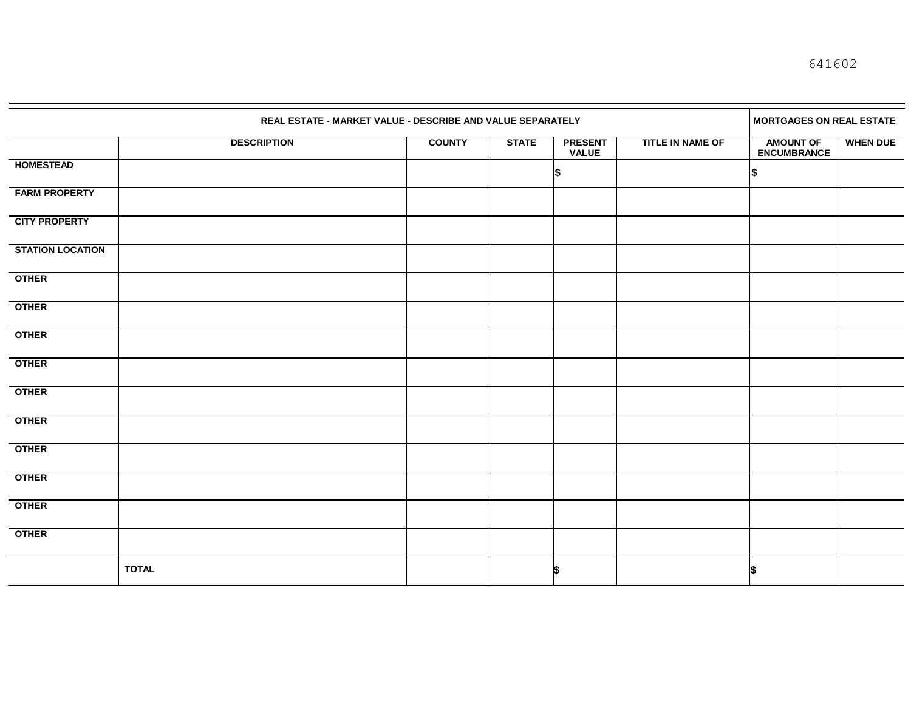641602

| | REAL ESTATE - MARKET VALUE - DESCRIBE AND VALUE SEPARATELY | | | | | MORTGAGES ON REAL ESTATE | |
|---|---|---|---|---|---|---|---|
| | DESCRIPTION | COUNTY | STATE | PRESENT VALUE | TITLE IN NAME OF | AMOUNT OF ENCUMBRANCE | WHEN DUE |
| HOMESTEAD | | | | $ | | $ | |
| FARM PROPERTY | | | | | | | |
| CITY PROPERTY | | | | | | | |
| STATION LOCATION | | | | | | | |
| OTHER | | | | | | | |
| OTHER | | | | | | | |
| OTHER | | | | | | | |
| OTHER | | | | | | | |
| OTHER | | | | | | | |
| OTHER | | | | | | | |
| OTHER | | | | | | | |
| OTHER | | | | | | | |
| OTHER | | | | | | | |
| OTHER | | | | | | | |
| | TOTAL | | | $ | | $ | |